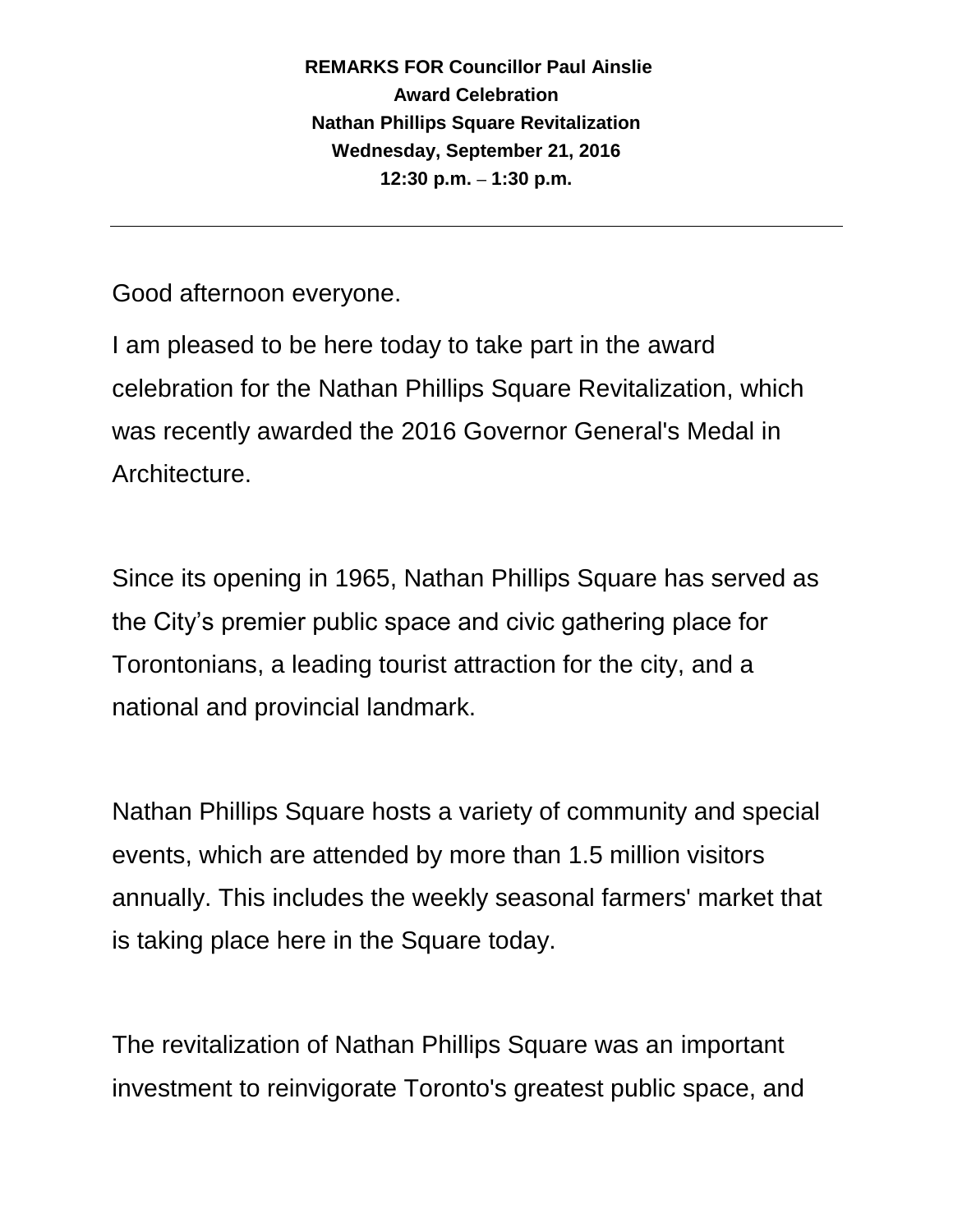**REMARKS FOR Councillor Paul Ainslie**
**Award Celebration**
**Nathan Phillips Square Revitalization**
**Wednesday, September 21, 2016**
**12:30 p.m. – 1:30 p.m.**

---

Good afternoon everyone.

I am pleased to be here today to take part in the award celebration for the Nathan Phillips Square Revitalization, which was recently awarded the 2016 Governor General's Medal in Architecture.

Since its opening in 1965, Nathan Phillips Square has served as the City's premier public space and civic gathering place for Torontonians, a leading tourist attraction for the city, and a national and provincial landmark.

Nathan Phillips Square hosts a variety of community and special events, which are attended by more than 1.5 million visitors annually. This includes the weekly seasonal farmers' market that is taking place here in the Square today.

The revitalization of Nathan Phillips Square was an important investment to reinvigorate Toronto's greatest public space, and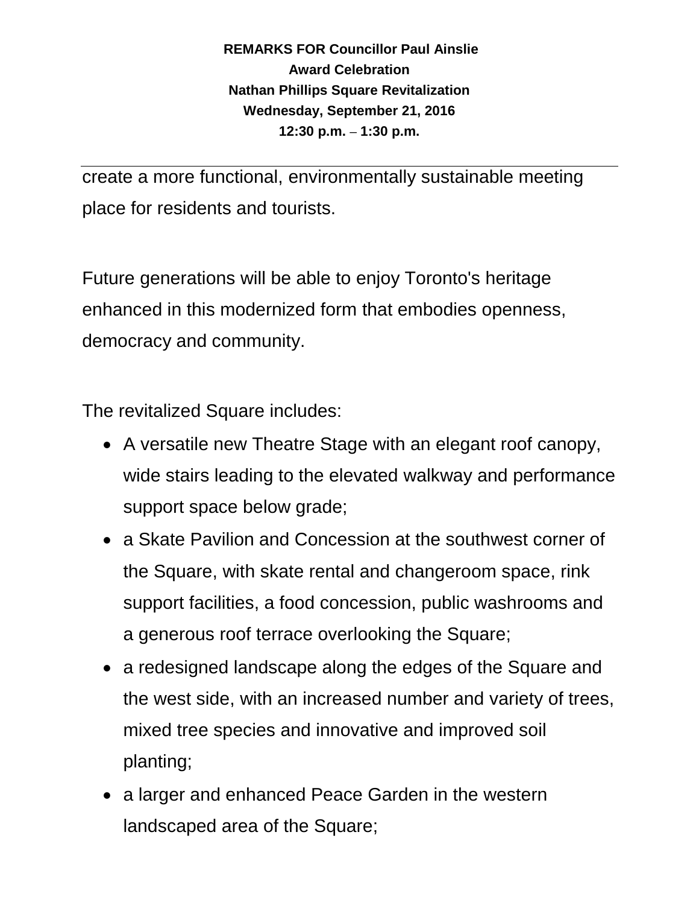create a more functional, environmentally sustainable meeting place for residents and tourists.

Future generations will be able to enjoy Toronto's heritage enhanced in this modernized form that embodies openness, democracy and community.

The revitalized Square includes:

- A versatile new Theatre Stage with an elegant roof canopy, wide stairs leading to the elevated walkway and performance support space below grade;
- a Skate Pavilion and Concession at the southwest corner of the Square, with skate rental and changeroom space, rink support facilities, a food concession, public washrooms and a generous roof terrace overlooking the Square;
- a redesigned landscape along the edges of the Square and the west side, with an increased number and variety of trees, mixed tree species and innovative and improved soil planting;
- a larger and enhanced Peace Garden in the western landscaped area of the Square;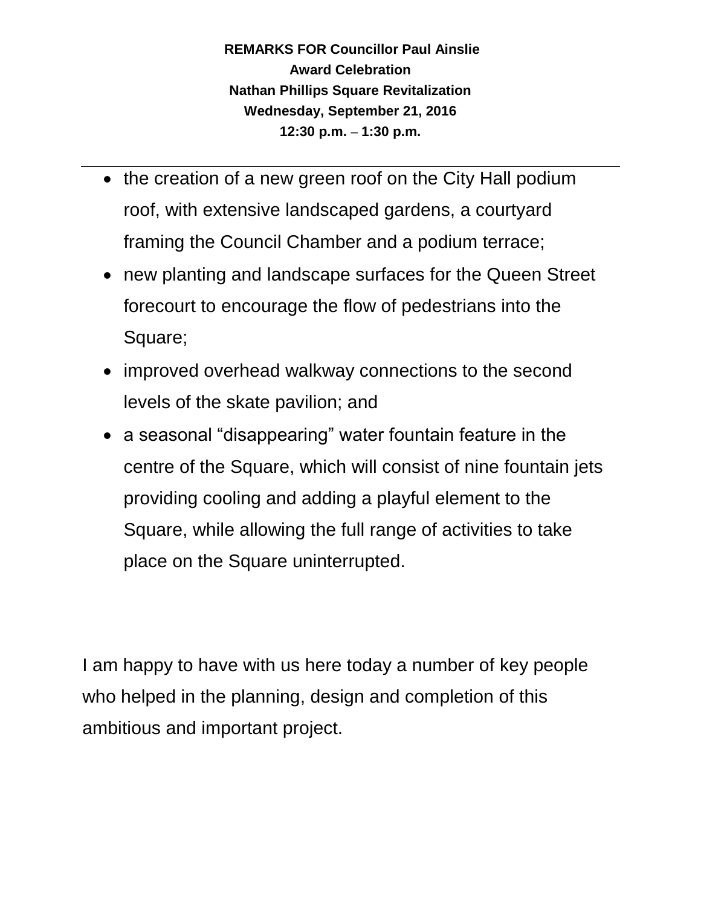- the creation of a new green roof on the City Hall podium roof, with extensive landscaped gardens, a courtyard framing the Council Chamber and a podium terrace;
- new planting and landscape surfaces for the Queen Street forecourt to encourage the flow of pedestrians into the Square;
- improved overhead walkway connections to the second levels of the skate pavilion; and
- a seasonal “disappearing” water fountain feature in the centre of the Square, which will consist of nine fountain jets providing cooling and adding a playful element to the Square, while allowing the full range of activities to take place on the Square uninterrupted.

I am happy to have with us here today a number of key people who helped in the planning, design and completion of this ambitious and important project.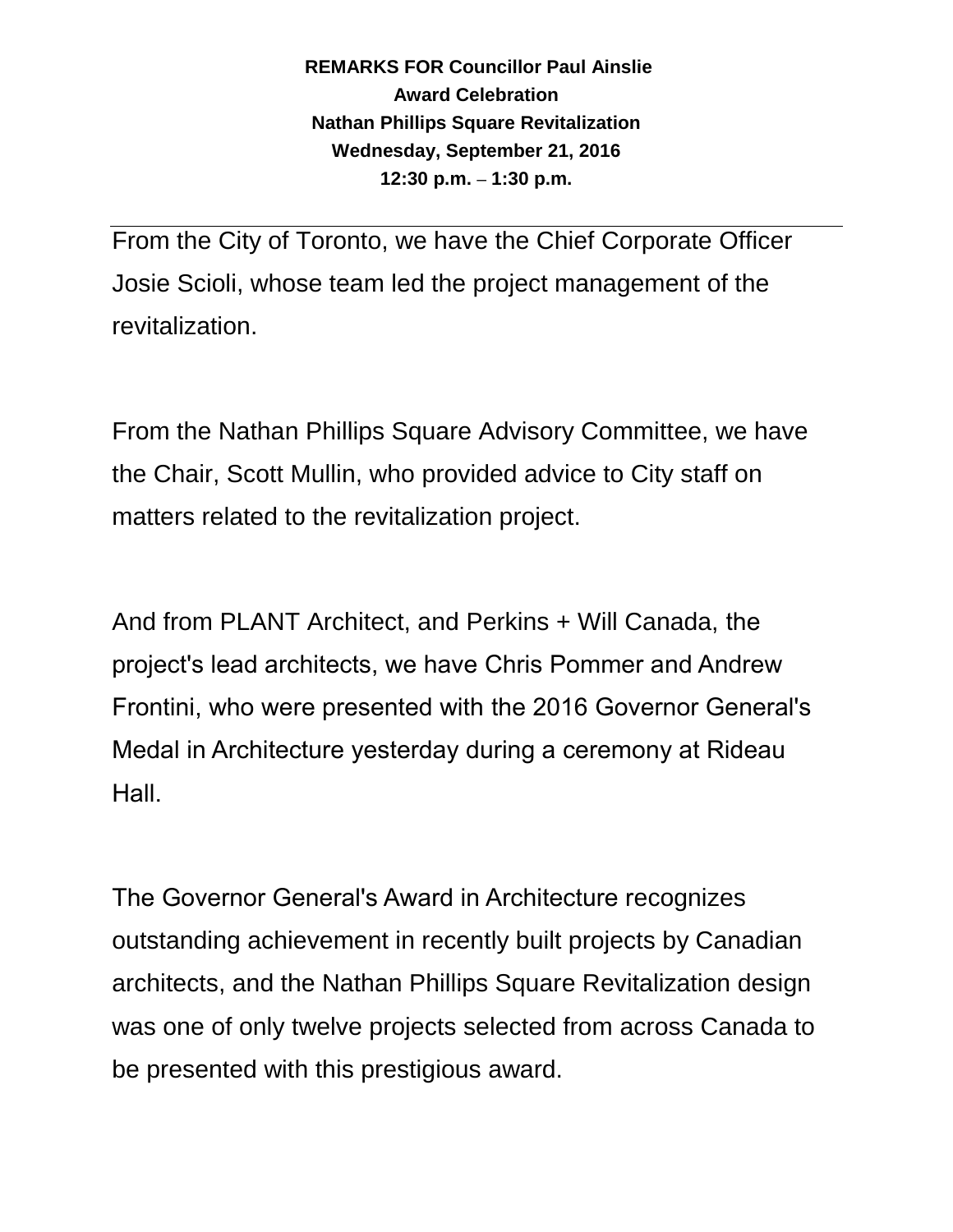**REMARKS FOR Councillor Paul Ainslie**
**Award Celebration**
**Nathan Phillips Square Revitalization**
**Wednesday, September 21, 2016**
**12:30 p.m. – 1:30 p.m.**

---

From the City of Toronto, we have the Chief Corporate Officer Josie Scioli, whose team led the project management of the revitalization.

From the Nathan Phillips Square Advisory Committee, we have the Chair, Scott Mullin, who provided advice to City staff on matters related to the revitalization project.

And from PLANT Architect, and Perkins + Will Canada, the project's lead architects, we have Chris Pommer and Andrew Frontini, who were presented with the 2016 Governor General's Medal in Architecture yesterday during a ceremony at Rideau Hall.

The Governor General's Award in Architecture recognizes outstanding achievement in recently built projects by Canadian architects, and the Nathan Phillips Square Revitalization design was one of only twelve projects selected from across Canada to be presented with this prestigious award.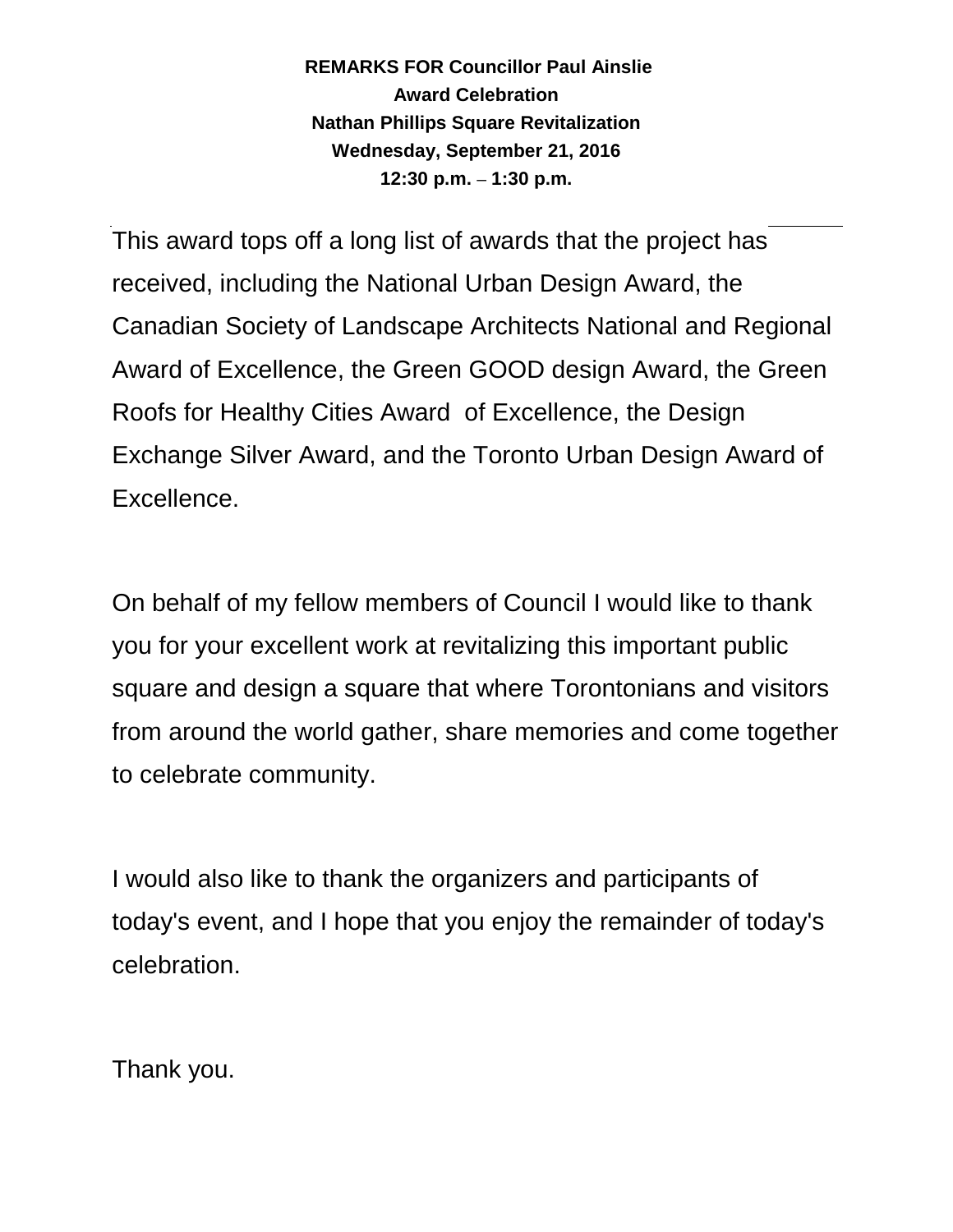**REMARKS FOR Councillor Paul Ainslie**
**Award Celebration**
**Nathan Phillips Square Revitalization**
**Wednesday, September 21, 2016**
**12:30 p.m. – 1:30 p.m.**

This award tops off a long list of awards that the project has received, including the National Urban Design Award, the Canadian Society of Landscape Architects National and Regional Award of Excellence, the Green GOOD design Award, the Green Roofs for Healthy Cities Award of Excellence, the Design Exchange Silver Award, and the Toronto Urban Design Award of Excellence.

On behalf of my fellow members of Council I would like to thank you for your excellent work at revitalizing this important public square and design a square that where Torontonians and visitors from around the world gather, share memories and come together to celebrate community.

I would also like to thank the organizers and participants of today's event, and I hope that you enjoy the remainder of today's celebration.

Thank you.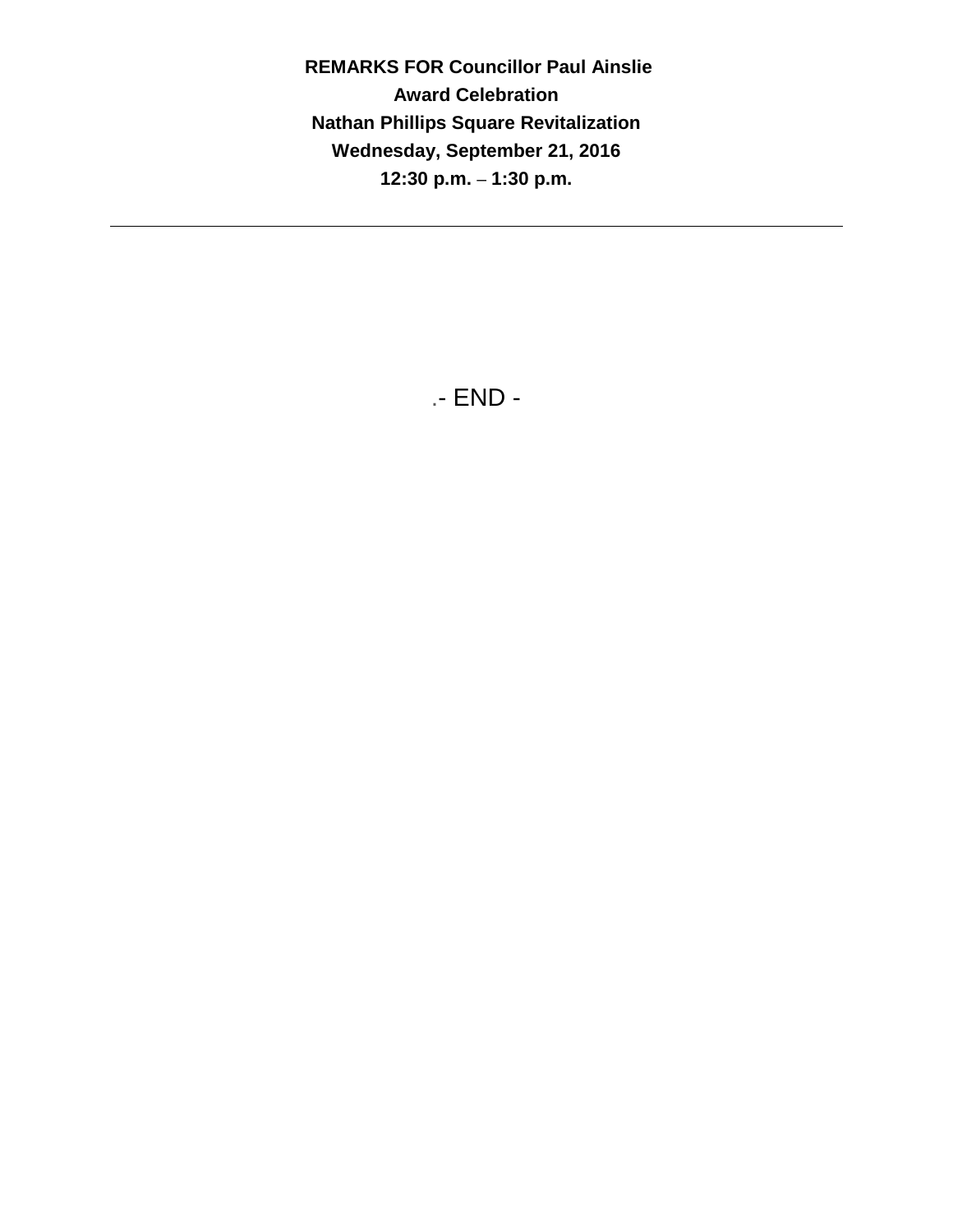**REMARKS FOR Councillor Paul Ainslie**
**Award Celebration**
**Nathan Phillips Square Revitalization**
**Wednesday, September 21, 2016**
**12:30 p.m. – 1:30 p.m.**

---

.- END -